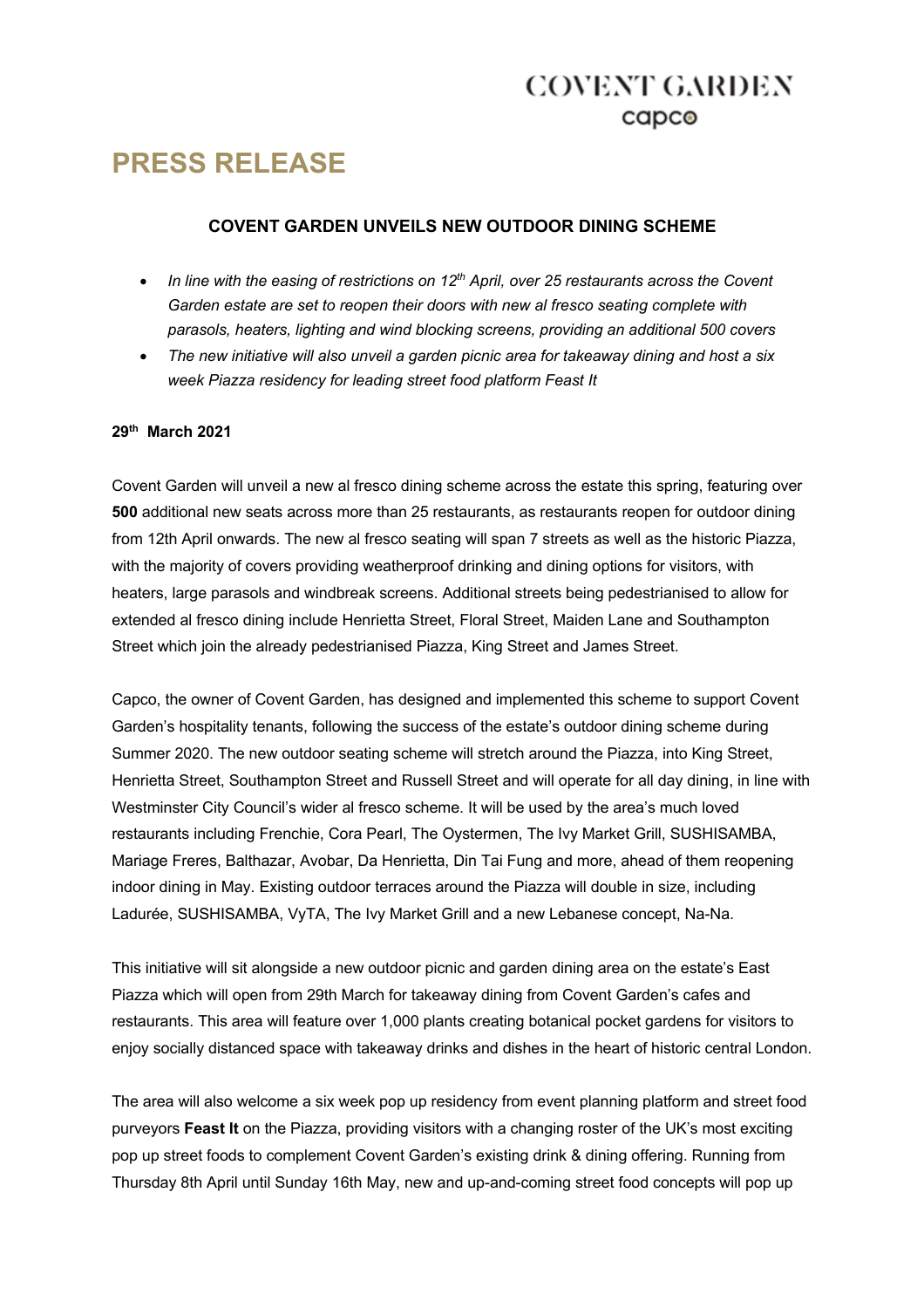COVENT GARDEN
capco

# PRESS RELEASE

## COVENT GARDEN UNVEILS NEW OUTDOOR DINING SCHEME

- *In line with the easing of restrictions on 12th April, over 25 restaurants across the Covent Garden estate are set to reopen their doors with new al fresco seating complete with parasols, heaters, lighting and wind blocking screens, providing an additional 500 covers*
- *The new initiative will also unveil a garden picnic area for takeaway dining and host a six week Piazza residency for leading street food platform Feast It*

**29th March 2021**

Covent Garden will unveil a new al fresco dining scheme across the estate this spring, featuring over **500** additional new seats across more than 25 restaurants, as restaurants reopen for outdoor dining from 12th April onwards. The new al fresco seating will span 7 streets as well as the historic Piazza, with the majority of covers providing weatherproof drinking and dining options for visitors, with heaters, large parasols and windbreak screens. Additional streets being pedestrianised to allow for extended al fresco dining include Henrietta Street, Floral Street, Maiden Lane and Southampton Street which join the already pedestrianised Piazza, King Street and James Street.

Capco, the owner of Covent Garden, has designed and implemented this scheme to support Covent Garden's hospitality tenants, following the success of the estate's outdoor dining scheme during Summer 2020. The new outdoor seating scheme will stretch around the Piazza, into King Street, Henrietta Street, Southampton Street and Russell Street and will operate for all day dining, in line with Westminster City Council's wider al fresco scheme. It will be used by the area's much loved restaurants including Frenchie, Cora Pearl, The Oystermen, The Ivy Market Grill, SUSHISAMBA, Mariage Freres, Balthazar, Avobar, Da Henrietta, Din Tai Fung and more, ahead of them reopening indoor dining in May. Existing outdoor terraces around the Piazza will double in size, including Ladurée, SUSHISAMBA, VyTA, The Ivy Market Grill and a new Lebanese concept, Na-Na.

This initiative will sit alongside a new outdoor picnic and garden dining area on the estate's East Piazza which will open from 29th March for takeaway dining from Covent Garden's cafes and restaurants. This area will feature over 1,000 plants creating botanical pocket gardens for visitors to enjoy socially distanced space with takeaway drinks and dishes in the heart of historic central London.

The area will also welcome a six week pop up residency from event planning platform and street food purveyors **Feast It** on the Piazza, providing visitors with a changing roster of the UK's most exciting pop up street foods to complement Covent Garden's existing drink & dining offering. Running from Thursday 8th April until Sunday 16th May, new and up-and-coming street food concepts will pop up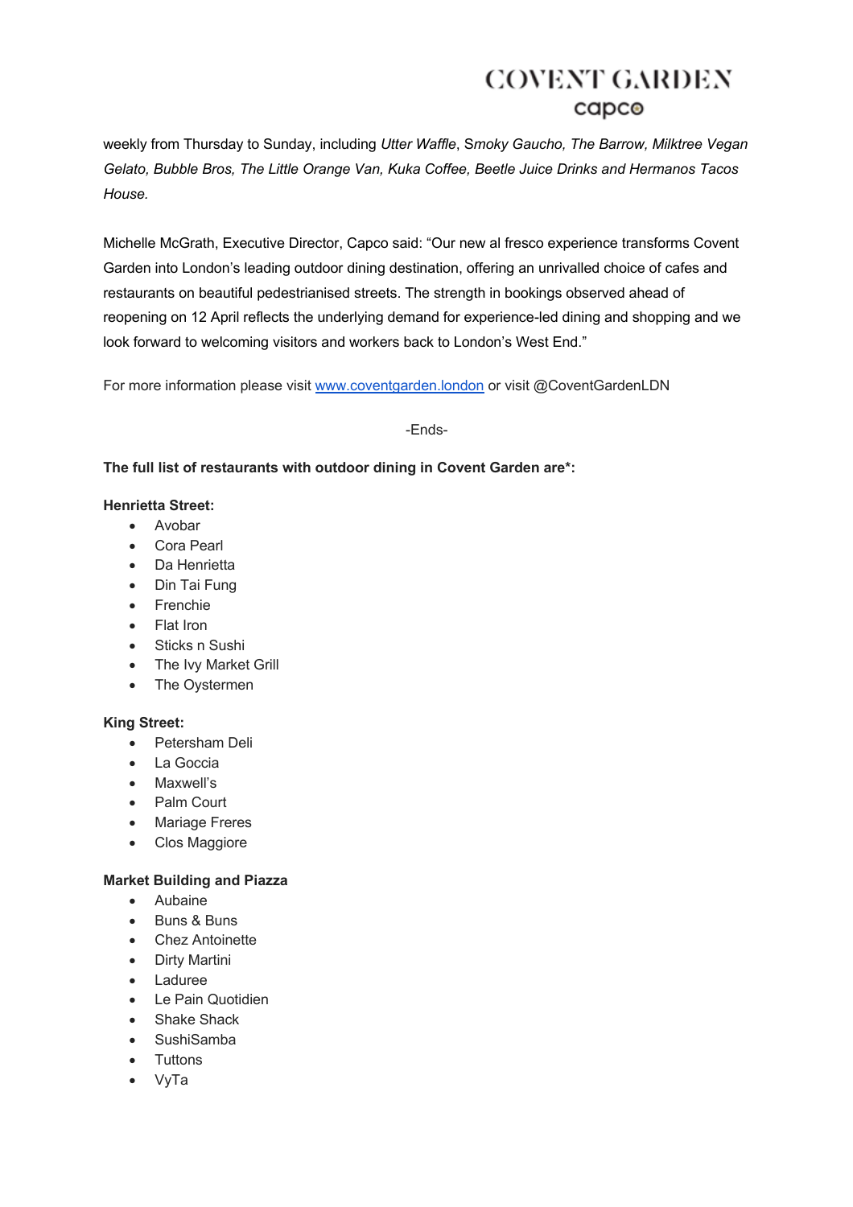weekly from Thursday to Sunday, including *Utter Waffle*, *Smoky Gaucho, The Barrow, Milktree Vegan Gelato, Bubble Bros, The Little Orange Van, Kuka Coffee, Beetle Juice Drinks and Hermanos Tacos House.*

Michelle McGrath, Executive Director, Capco said: "Our new al fresco experience transforms Covent Garden into London's leading outdoor dining destination, offering an unrivalled choice of cafes and restaurants on beautiful pedestrianised streets. The strength in bookings observed ahead of reopening on 12 April reflects the underlying demand for experience-led dining and shopping and we look forward to welcoming visitors and workers back to London's West End."

For more information please visit [www.coventgarden.london](http://www.coventgarden.london) or visit @CoventGardenLDN

-Ends-

**The full list of restaurants with outdoor dining in Covent Garden are*:**

**Henrietta Street:**

- Avobar
- Cora Pearl
- Da Henrietta
- Din Tai Fung
- Frenchie
- Flat Iron
- Sticks n Sushi
- The Ivy Market Grill
- The Oystermen

**King Street:**

- Petersham Deli
- La Goccia
- Maxwell's
- Palm Court
- Mariage Freres
- Clos Maggiore

**Market Building and Piazza**

- Aubaine
- Buns & Buns
- Chez Antoinette
- Dirty Martini
- Laduree
- Le Pain Quotidien
- Shake Shack
- SushiSamba
- Tuttons
- VyTa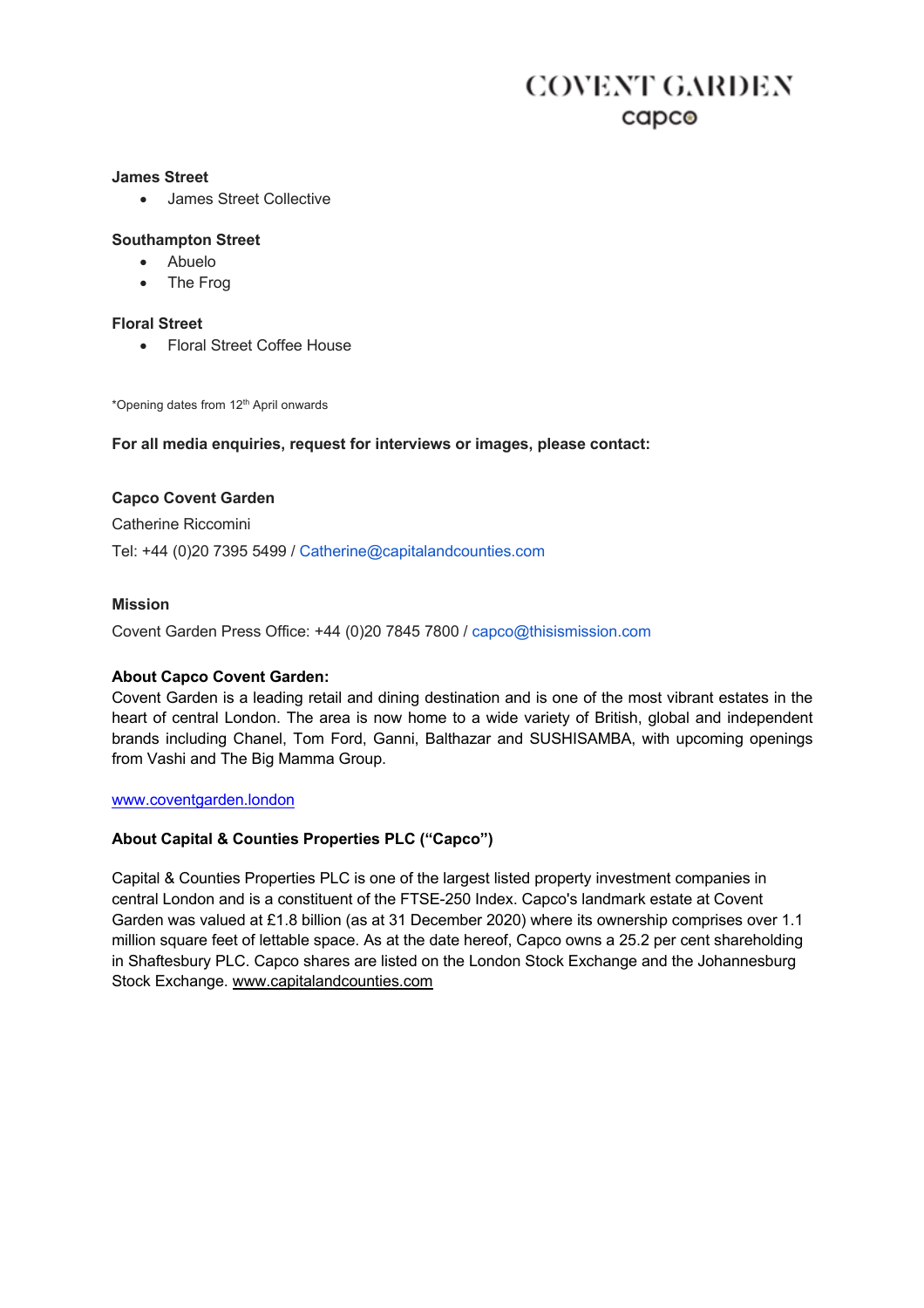**James Street**

- James Street Collective

**Southampton Street**

- Abuelo
- The Frog

**Floral Street**

- Floral Street Coffee House

*Opening dates from 12th April onwards

**For all media enquiries, request for interviews or images, please contact:**

**Capco Covent Garden**

Catherine Riccomini

Tel: +44 (0)20 7395 5499 / Catherine@capitalandcounties.com

**Mission**

Covent Garden Press Office: +44 (0)20 7845 7800 / capco@thisismission.com

**About Capco Covent Garden:**

Covent Garden is a leading retail and dining destination and is one of the most vibrant estates in the heart of central London. The area is now home to a wide variety of British, global and independent brands including Chanel, Tom Ford, Ganni, Balthazar and SUSHISAMBA, with upcoming openings from Vashi and The Big Mamma Group.

www.coventgarden.london

**About Capital & Counties Properties PLC ("Capco")**

Capital & Counties Properties PLC is one of the largest listed property investment companies in central London and is a constituent of the FTSE-250 Index. Capco's landmark estate at Covent Garden was valued at £1.8 billion (as at 31 December 2020) where its ownership comprises over 1.1 million square feet of lettable space. As at the date hereof, Capco owns a 25.2 per cent shareholding in Shaftesbury PLC. Capco shares are listed on the London Stock Exchange and the Johannesburg Stock Exchange. www.capitalandcounties.com